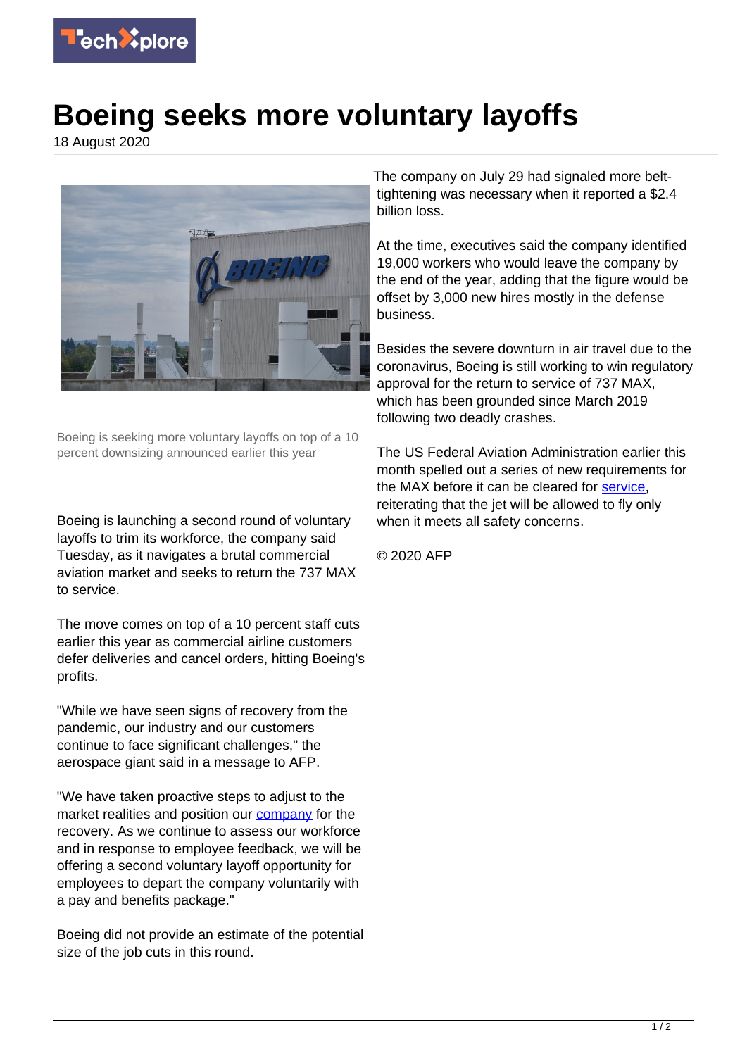# Boeing seeks more voluntary layoffs

18 August 2020

Boeing is seeking more voluntary layoffs on top of a 10 percent downsizing announced earlier this year

Boeing is launching a second round of voluntary layoffs to trim its workforce, the company said Tuesday, as it navigates a brutal commercial aviation market and seeks to return the 737 MAX to service.

The move comes on top of a 10 percent staff cuts earlier this year as commercial airline customers defer deliveries and cancel orders, hitting Boeing's profits.

"While we have seen signs of recovery from the pandemic, our industry and our customers continue to face significant challenges," the aerospace giant said in a message to AFP.

"We have taken proactive steps to adjust to the market realities and position our company for the recovery. As we continue to assess our workforce and in response to employee feedback, we will be offering a second voluntary layoff opportunity for employees to depart the company voluntarily with a pay and benefits package."

Boeing did not provide an estimate of the potential size of the job cuts in this round.

The company on July 29 had signaled more belt-tightening was necessary when it reported a $2.4 billion loss.

At the time, executives said the company identified 19,000 workers who would leave the company by the end of the year, adding that the figure would be offset by 3,000 new hires mostly in the defense business.

Besides the severe downturn in air travel due to the coronavirus, Boeing is still working to win regulatory approval for the return to service of 737 MAX, which has been grounded since March 2019 following two deadly crashes.

The US Federal Aviation Administration earlier this month spelled out a series of new requirements for the MAX before it can be cleared for service, reiterating that the jet will be allowed to fly only when it meets all safety concerns.

© 2020 AFP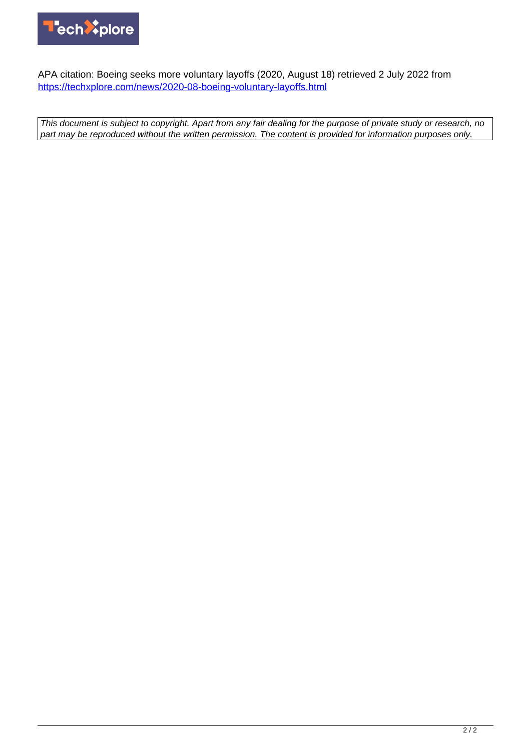APA citation: Boeing seeks more voluntary layoffs (2020, August 18) retrieved 2 July 2022 from https://techxplore.com/news/2020-08-boeing-voluntary-layoffs.html

*This document is subject to copyright. Apart from any fair dealing for the purpose of private study or research, no part may be reproduced without the written permission. The content is provided for information purposes only.*